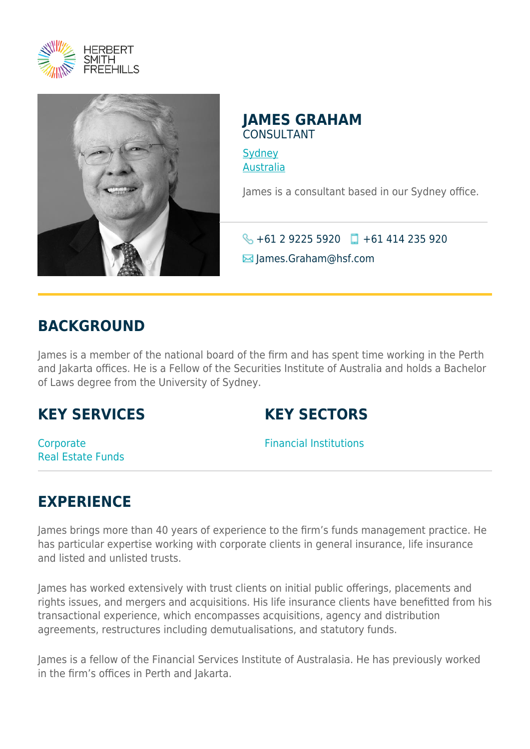# JAMES GRAHAM

CONSULTANT

Sydney
Australia

James is a consultant based in our Sydney office.

+61 2 9225 5920 +61 414 235 920

James.Graham@hsf.com

## BACKGROUND

James is a member of the national board of the firm and has spent time working in the Perth and Jakarta offices. He is a Fellow of the Securities Institute of Australia and holds a Bachelor of Laws degree from the University of Sydney.

## KEY SERVICES

Corporate
Real Estate Funds

## KEY SECTORS

Financial Institutions

## EXPERIENCE

James brings more than 40 years of experience to the firm's funds management practice. He has particular expertise working with corporate clients in general insurance, life insurance and listed and unlisted trusts.

James has worked extensively with trust clients on initial public offerings, placements and rights issues, and mergers and acquisitions. His life insurance clients have benefitted from his transactional experience, which encompasses acquisitions, agency and distribution agreements, restructures including demutualisations, and statutory funds.

James is a fellow of the Financial Services Institute of Australasia. He has previously worked in the firm's offices in Perth and Jakarta.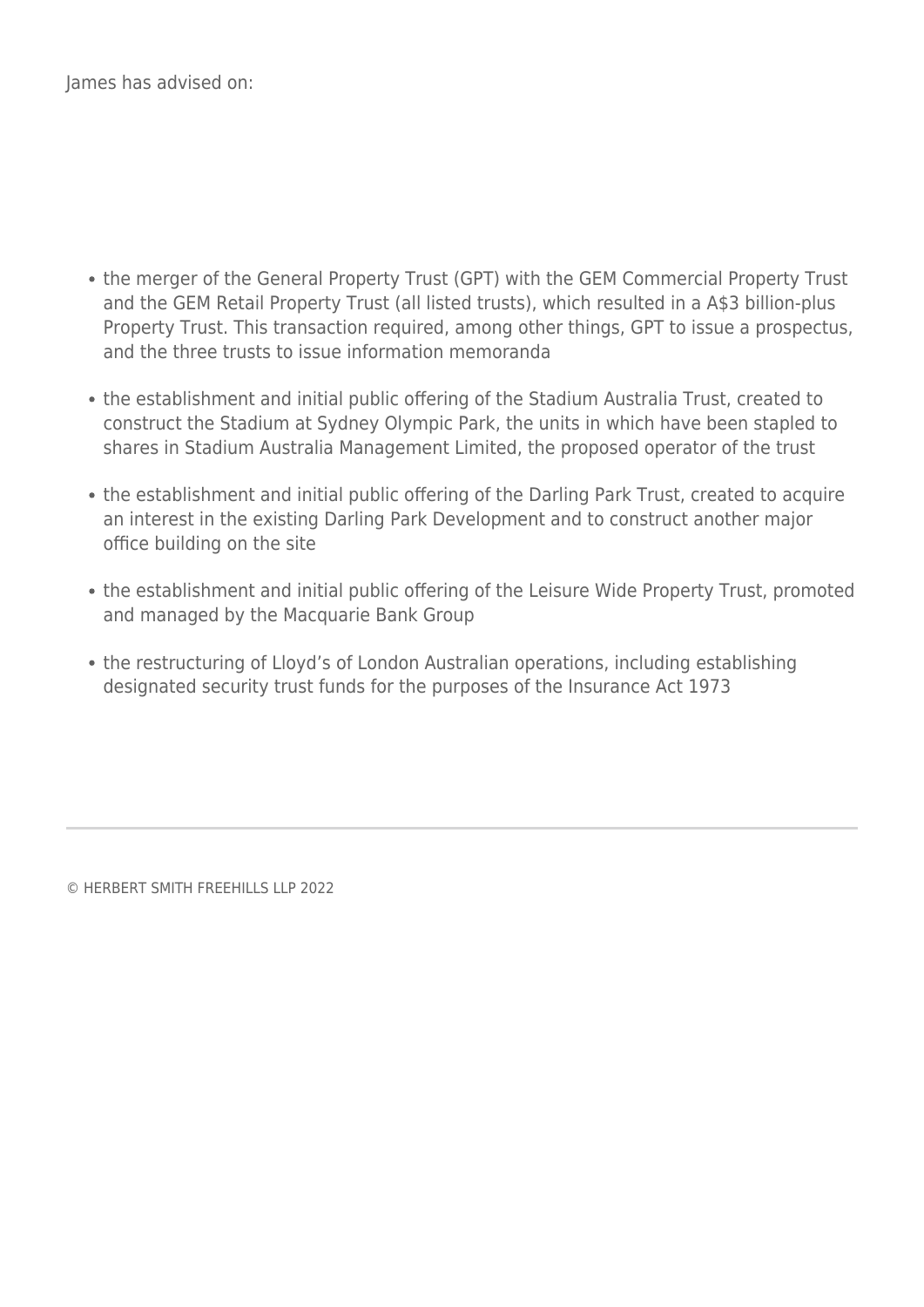James has advised on:

- the merger of the General Property Trust (GPT) with the GEM Commercial Property Trust and the GEM Retail Property Trust (all listed trusts), which resulted in a A$3 billion-plus Property Trust. This transaction required, among other things, GPT to issue a prospectus, and the three trusts to issue information memoranda
- the establishment and initial public offering of the Stadium Australia Trust, created to construct the Stadium at Sydney Olympic Park, the units in which have been stapled to shares in Stadium Australia Management Limited, the proposed operator of the trust
- the establishment and initial public offering of the Darling Park Trust, created to acquire an interest in the existing Darling Park Development and to construct another major office building on the site
- the establishment and initial public offering of the Leisure Wide Property Trust, promoted and managed by the Macquarie Bank Group
- the restructuring of Lloyd's of London Australian operations, including establishing designated security trust funds for the purposes of the Insurance Act 1973

© HERBERT SMITH FREEHILLS LLP 2022